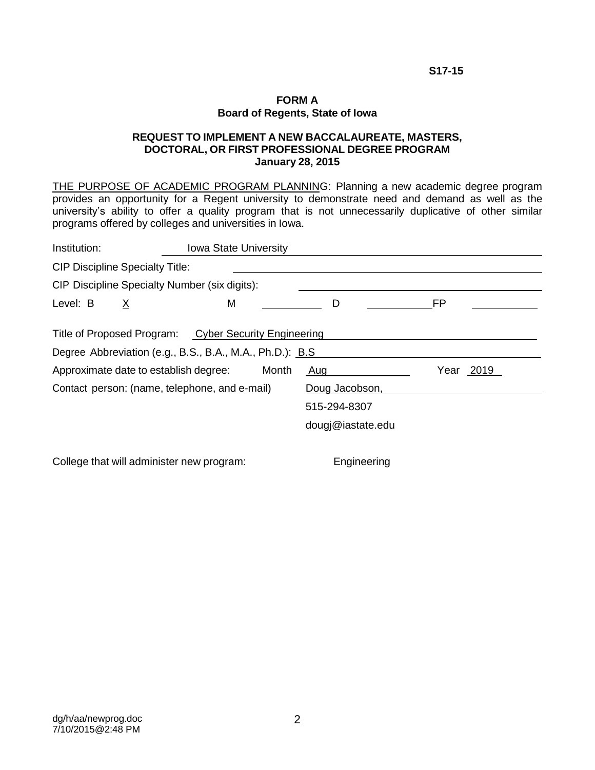**S17-15**

# FORM A
## Board of Regents, State of Iowa

### REQUEST TO IMPLEMENT A NEW BACCALAUREATE, MASTERS, DOCTORAL, OR FIRST PROFESSIONAL DEGREE PROGRAM
**January 28, 2015**

THE PURPOSE OF ACADEMIC PROGRAM PLANNING: Planning a new academic degree program provides an opportunity for a Regent university to demonstrate need and demand as well as the university's ability to offer a quality program that is not unnecessarily duplicative of other similar programs offered by colleges and universities in Iowa.

Institution: Iowa State University

CIP Discipline Specialty Title:

CIP Discipline Specialty Number (six digits):

Level: B X M ____ D ____ FP ____

Title of Proposed Program: Cyber Security Engineering

Degree Abbreviation (e.g., B.S., B.A., M.A., Ph.D.): B.S

Approximate date to establish degree: Month Aug Year 2019

Contact person: (name, telephone, and e-mail) Doug Jacobson,
515-294-8307
dougj@iastate.edu

College that will administer new program: Engineering

dg/h/aa/newprog.doc
7/10/2015@2:48 PM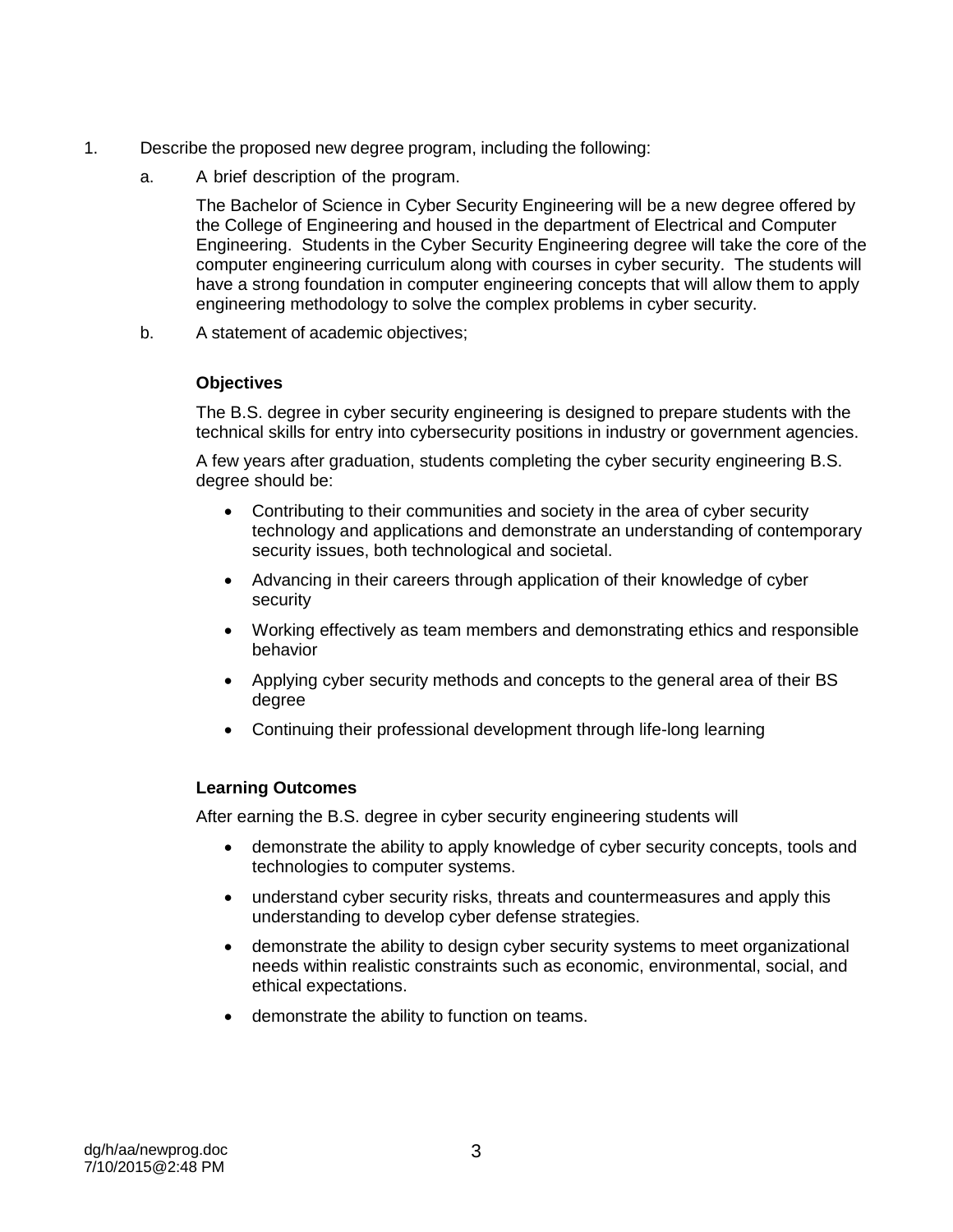1. Describe the proposed new degree program, including the following:

   a. A brief description of the program.

      The Bachelor of Science in Cyber Security Engineering will be a new degree offered by the College of Engineering and housed in the department of Electrical and Computer Engineering. Students in the Cyber Security Engineering degree will take the core of the computer engineering curriculum along with courses in cyber security. The students will have a strong foundation in computer engineering concepts that will allow them to apply engineering methodology to solve the complex problems in cyber security.

   b. A statement of academic objectives;

      **Objectives**

      The B.S. degree in cyber security engineering is designed to prepare students with the technical skills for entry into cybersecurity positions in industry or government agencies.

      A few years after graduation, students completing the cyber security engineering B.S. degree should be:

      - Contributing to their communities and society in the area of cyber security technology and applications and demonstrate an understanding of contemporary security issues, both technological and societal.
      - Advancing in their careers through application of their knowledge of cyber security
      - Working effectively as team members and demonstrating ethics and responsible behavior
      - Applying cyber security methods and concepts to the general area of their BS degree
      - Continuing their professional development through life-long learning

      **Learning Outcomes**

      After earning the B.S. degree in cyber security engineering students will

      - demonstrate the ability to apply knowledge of cyber security concepts, tools and technologies to computer systems.
      - understand cyber security risks, threats and countermeasures and apply this understanding to develop cyber defense strategies.
      - demonstrate the ability to design cyber security systems to meet organizational needs within realistic constraints such as economic, environmental, social, and ethical expectations.
      - demonstrate the ability to function on teams.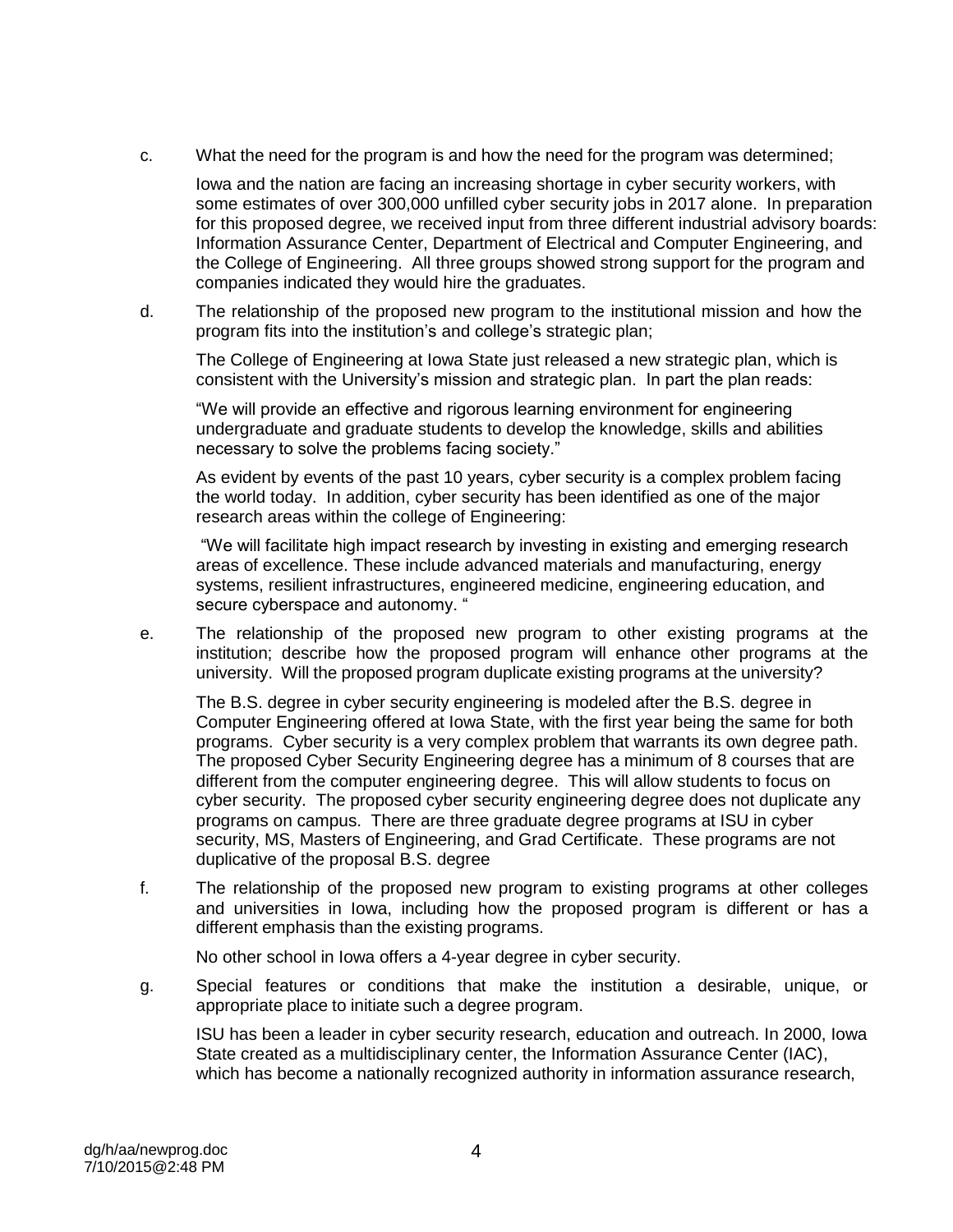c. What the need for the program is and how the need for the program was determined;

   Iowa and the nation are facing an increasing shortage in cyber security workers, with some estimates of over 300,000 unfilled cyber security jobs in 2017 alone. In preparation for this proposed degree, we received input from three different industrial advisory boards: Information Assurance Center, Department of Electrical and Computer Engineering, and the College of Engineering. All three groups showed strong support for the program and companies indicated they would hire the graduates.

d. The relationship of the proposed new program to the institutional mission and how the program fits into the institution's and college's strategic plan;

   The College of Engineering at Iowa State just released a new strategic plan, which is consistent with the University's mission and strategic plan. In part the plan reads:

   "We will provide an effective and rigorous learning environment for engineering undergraduate and graduate students to develop the knowledge, skills and abilities necessary to solve the problems facing society."

   As evident by events of the past 10 years, cyber security is a complex problem facing the world today. In addition, cyber security has been identified as one of the major research areas within the college of Engineering:

   "We will facilitate high impact research by investing in existing and emerging research areas of excellence. These include advanced materials and manufacturing, energy systems, resilient infrastructures, engineered medicine, engineering education, and secure cyberspace and autonomy. "

e. The relationship of the proposed new program to other existing programs at the institution; describe how the proposed program will enhance other programs at the university. Will the proposed program duplicate existing programs at the university?

   The B.S. degree in cyber security engineering is modeled after the B.S. degree in Computer Engineering offered at Iowa State, with the first year being the same for both programs. Cyber security is a very complex problem that warrants its own degree path. The proposed Cyber Security Engineering degree has a minimum of 8 courses that are different from the computer engineering degree. This will allow students to focus on cyber security. The proposed cyber security engineering degree does not duplicate any programs on campus. There are three graduate degree programs at ISU in cyber security, MS, Masters of Engineering, and Grad Certificate. These programs are not duplicative of the proposal B.S. degree

f. The relationship of the proposed new program to existing programs at other colleges and universities in Iowa, including how the proposed program is different or has a different emphasis than the existing programs.

   No other school in Iowa offers a 4-year degree in cyber security.

g. Special features or conditions that make the institution a desirable, unique, or appropriate place to initiate such a degree program.

   ISU has been a leader in cyber security research, education and outreach. In 2000, Iowa State created as a multidisciplinary center, the Information Assurance Center (IAC), which has become a nationally recognized authority in information assurance research,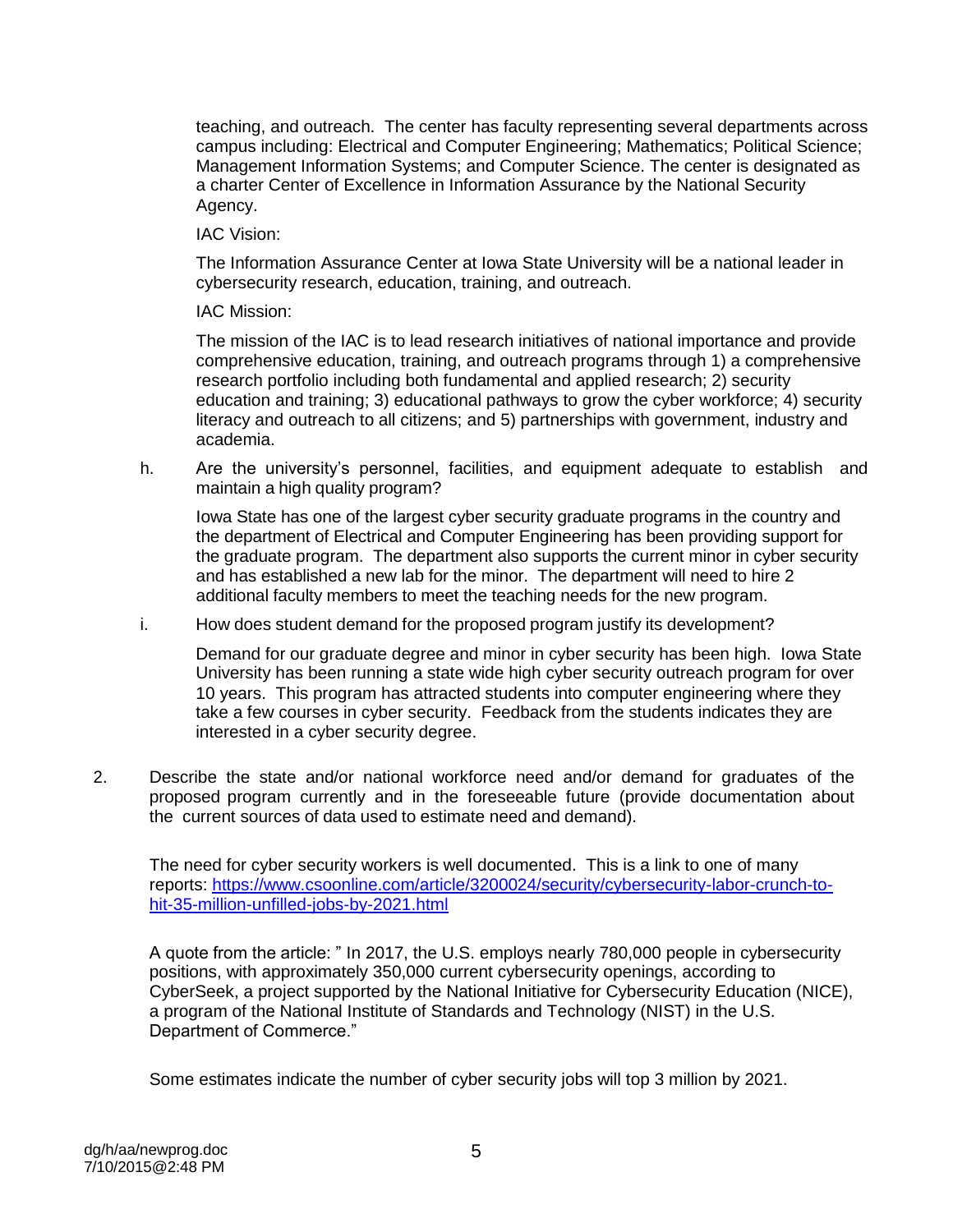teaching, and outreach. The center has faculty representing several departments across campus including: Electrical and Computer Engineering; Mathematics; Political Science; Management Information Systems; and Computer Science. The center is designated as a charter Center of Excellence in Information Assurance by the National Security Agency.

IAC Vision:

The Information Assurance Center at Iowa State University will be a national leader in cybersecurity research, education, training, and outreach.

IAC Mission:

The mission of the IAC is to lead research initiatives of national importance and provide comprehensive education, training, and outreach programs through 1) a comprehensive research portfolio including both fundamental and applied research; 2) security education and training; 3) educational pathways to grow the cyber workforce; 4) security literacy and outreach to all citizens; and 5) partnerships with government, industry and academia.

h. Are the university's personnel, facilities, and equipment adequate to establish and maintain a high quality program?

Iowa State has one of the largest cyber security graduate programs in the country and the department of Electrical and Computer Engineering has been providing support for the graduate program. The department also supports the current minor in cyber security and has established a new lab for the minor. The department will need to hire 2 additional faculty members to meet the teaching needs for the new program.

i. How does student demand for the proposed program justify its development?

Demand for our graduate degree and minor in cyber security has been high. Iowa State University has been running a state wide high cyber security outreach program for over 10 years. This program has attracted students into computer engineering where they take a few courses in cyber security. Feedback from the students indicates they are interested in a cyber security degree.

2. Describe the state and/or national workforce need and/or demand for graduates of the proposed program currently and in the foreseeable future (provide documentation about the current sources of data used to estimate need and demand).

The need for cyber security workers is well documented. This is a link to one of many reports: [https://www.csoonline.com/article/3200024/security/cybersecurity-labor-crunch-to-hit-35-million-unfilled-jobs-by-2021.html](https://www.csoonline.com/article/3200024/security/cybersecurity-labor-crunch-to-hit-35-million-unfilled-jobs-by-2021.html)

A quote from the article: " In 2017, the U.S. employs nearly 780,000 people in cybersecurity positions, with approximately 350,000 current cybersecurity openings, according to CyberSeek, a project supported by the National Initiative for Cybersecurity Education (NICE), a program of the National Institute of Standards and Technology (NIST) in the U.S. Department of Commerce."

Some estimates indicate the number of cyber security jobs will top 3 million by 2021.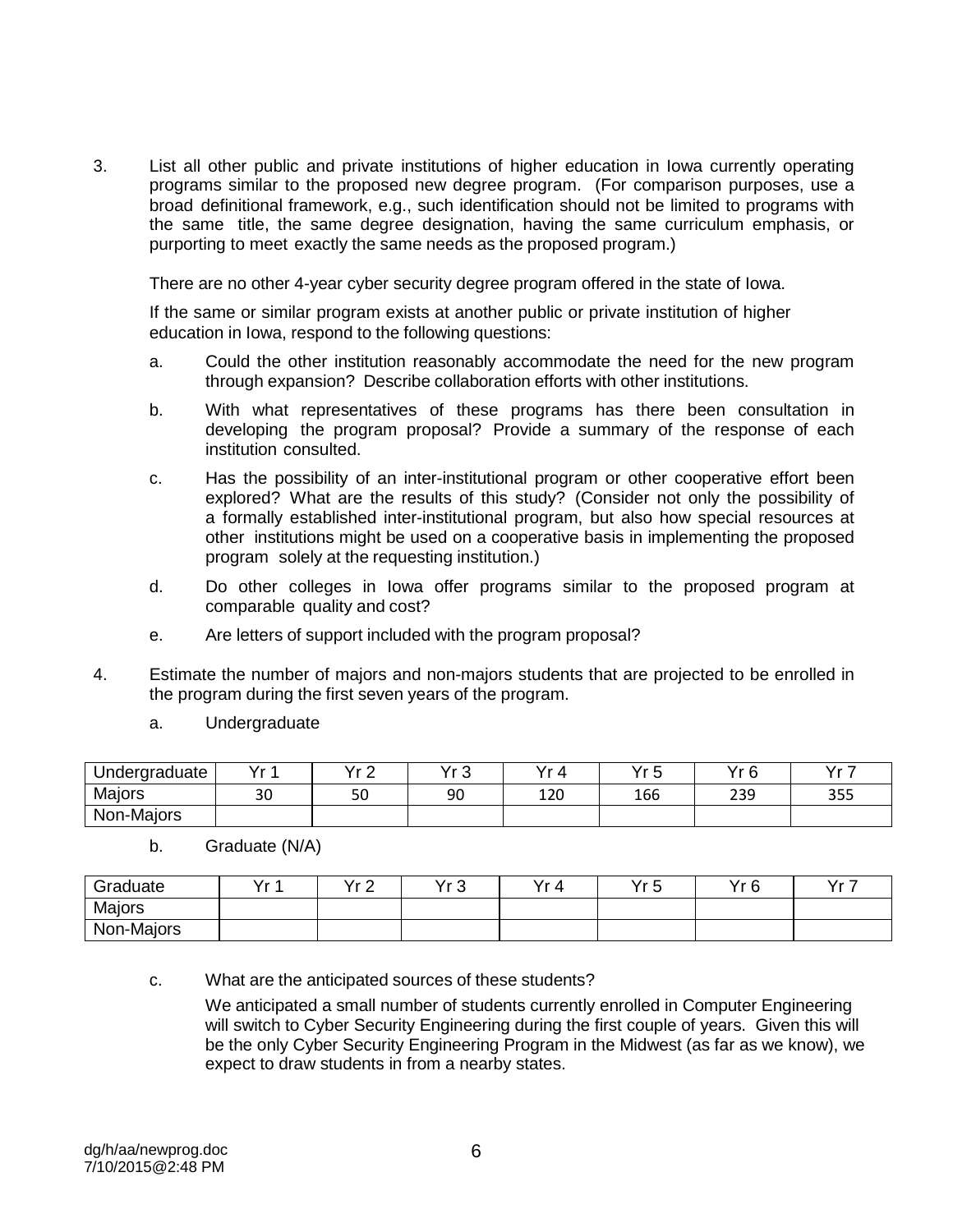3. List all other public and private institutions of higher education in Iowa currently operating programs similar to the proposed new degree program. (For comparison purposes, use a broad definitional framework, e.g., such identification should not be limited to programs with the same title, the same degree designation, having the same curriculum emphasis, or purporting to meet exactly the same needs as the proposed program.)

   There are no other 4-year cyber security degree program offered in the state of Iowa.

   If the same or similar program exists at another public or private institution of higher education in Iowa, respond to the following questions:

   a. Could the other institution reasonably accommodate the need for the new program through expansion? Describe collaboration efforts with other institutions.

   b. With what representatives of these programs has there been consultation in developing the program proposal? Provide a summary of the response of each institution consulted.

   c. Has the possibility of an inter-institutional program or other cooperative effort been explored? What are the results of this study? (Consider not only the possibility of a formally established inter-institutional program, but also how special resources at other institutions might be used on a cooperative basis in implementing the proposed program solely at the requesting institution.)

   d. Do other colleges in Iowa offer programs similar to the proposed program at comparable quality and cost?

   e. Are letters of support included with the program proposal?

4. Estimate the number of majors and non-majors students that are projected to be enrolled in the program during the first seven years of the program.

   a. Undergraduate

| Undergraduate | Yr 1 | Yr 2 | Yr 3 | Yr 4 | Yr 5 | Yr 6 | Yr 7 |
|---|---|---|---|---|---|---|---|
| Majors | 30 | 50 | 90 | 120 | 166 | 239 | 355 |
| Non-Majors | | | | | | | |

   b. Graduate (N/A)

| Graduate | Yr 1 | Yr 2 | Yr 3 | Yr 4 | Yr 5 | Yr 6 | Yr 7 |
|---|---|---|---|---|---|---|---|
| Majors | | | | | | | |
| Non-Majors | | | | | | | |

   c. What are the anticipated sources of these students?

   We anticipated a small number of students currently enrolled in Computer Engineering will switch to Cyber Security Engineering during the first couple of years. Given this will be the only Cyber Security Engineering Program in the Midwest (as far as we know), we expect to draw students in from a nearby states.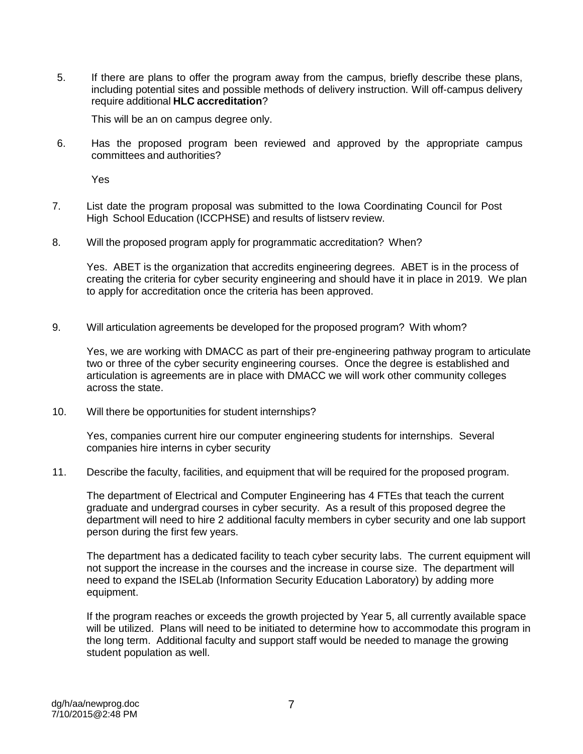5. If there are plans to offer the program away from the campus, briefly describe these plans, including potential sites and possible methods of delivery instruction. Will off-campus delivery require additional **HLC accreditation**?

   This will be an on campus degree only.

6. Has the proposed program been reviewed and approved by the appropriate campus committees and authorities?

   Yes

7. List date the program proposal was submitted to the Iowa Coordinating Council for Post High School Education (ICCPHSE) and results of listserv review.

8. Will the proposed program apply for programmatic accreditation? When?

   Yes. ABET is the organization that accredits engineering degrees. ABET is in the process of creating the criteria for cyber security engineering and should have it in place in 2019. We plan to apply for accreditation once the criteria has been approved.

9. Will articulation agreements be developed for the proposed program? With whom?

   Yes, we are working with DMACC as part of their pre-engineering pathway program to articulate two or three of the cyber security engineering courses. Once the degree is established and articulation is agreements are in place with DMACC we will work other community colleges across the state.

10. Will there be opportunities for student internships?

    Yes, companies current hire our computer engineering students for internships. Several companies hire interns in cyber security

11. Describe the faculty, facilities, and equipment that will be required for the proposed program.

    The department of Electrical and Computer Engineering has 4 FTEs that teach the current graduate and undergrad courses in cyber security. As a result of this proposed degree the department will need to hire 2 additional faculty members in cyber security and one lab support person during the first few years.

    The department has a dedicated facility to teach cyber security labs. The current equipment will not support the increase in the courses and the increase in course size. The department will need to expand the ISELab (Information Security Education Laboratory) by adding more equipment.

    If the program reaches or exceeds the growth projected by Year 5, all currently available space will be utilized. Plans will need to be initiated to determine how to accommodate this program in the long term. Additional faculty and support staff would be needed to manage the growing student population as well.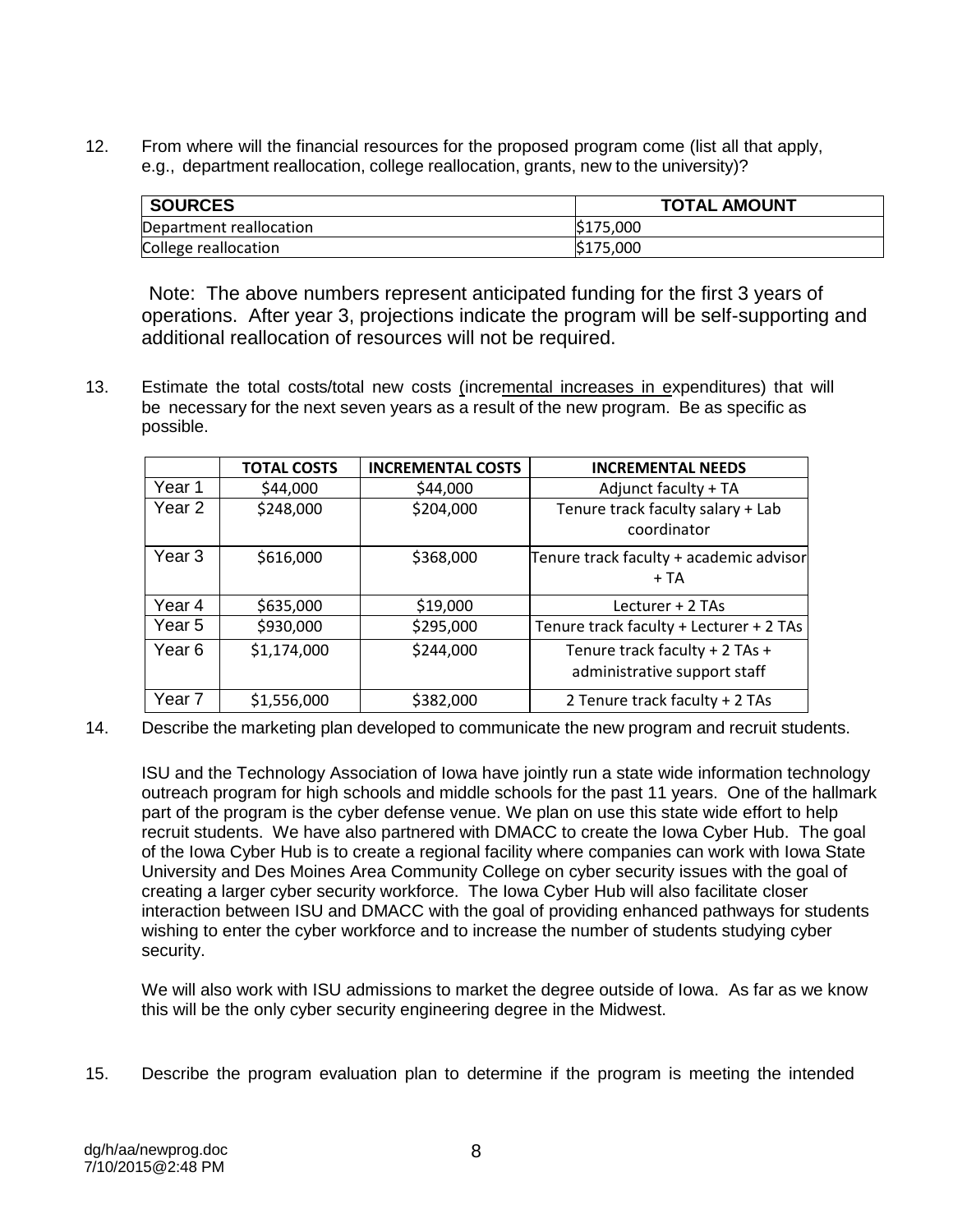12. From where will the financial resources for the proposed program come (list all that apply, e.g., department reallocation, college reallocation, grants, new to the university)?

| SOURCES | TOTAL AMOUNT |
|---|---|
| Department reallocation | $175,000 |
| College reallocation | $175,000 |

Note: The above numbers represent anticipated funding for the first 3 years of operations. After year 3, projections indicate the program will be self-supporting and additional reallocation of resources will not be required.

13. Estimate the total costs/total new costs (incremental increases in expenditures) that will be necessary for the next seven years as a result of the new program. Be as specific as possible.

| | TOTAL COSTS | INCREMENTAL COSTS | INCREMENTAL NEEDS |
|---|---|---|---|
| Year 1 | $44,000 | $44,000 | Adjunct faculty + TA |
| Year 2 | $248,000 | $204,000 | Tenure track faculty salary + Lab coordinator |
| Year 3 | $616,000 | $368,000 | Tenure track faculty + academic advisor + TA |
| Year 4 | $635,000 | $19,000 | Lecturer + 2 TAs |
| Year 5 | $930,000 | $295,000 | Tenure track faculty + Lecturer + 2 TAs |
| Year 6 | $1,174,000 | $244,000 | Tenure track faculty + 2 TAs + administrative support staff |
| Year 7 | $1,556,000 | $382,000 | 2 Tenure track faculty + 2 TAs |

14. Describe the marketing plan developed to communicate the new program and recruit students.

ISU and the Technology Association of Iowa have jointly run a state wide information technology outreach program for high schools and middle schools for the past 11 years. One of the hallmark part of the program is the cyber defense venue. We plan on use this state wide effort to help recruit students. We have also partnered with DMACC to create the Iowa Cyber Hub. The goal of the Iowa Cyber Hub is to create a regional facility where companies can work with Iowa State University and Des Moines Area Community College on cyber security issues with the goal of creating a larger cyber security workforce. The Iowa Cyber Hub will also facilitate closer interaction between ISU and DMACC with the goal of providing enhanced pathways for students wishing to enter the cyber workforce and to increase the number of students studying cyber security.

We will also work with ISU admissions to market the degree outside of Iowa. As far as we know this will be the only cyber security engineering degree in the Midwest.

15. Describe the program evaluation plan to determine if the program is meeting the intended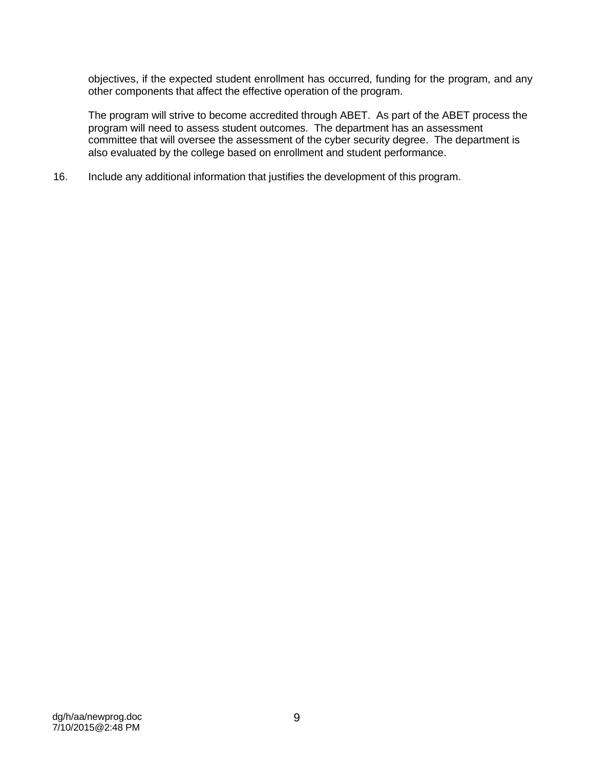objectives, if the expected student enrollment has occurred, funding for the program, and any other components that affect the effective operation of the program.

The program will strive to become accredited through ABET. As part of the ABET process the program will need to assess student outcomes. The department has an assessment committee that will oversee the assessment of the cyber security degree. The department is also evaluated by the college based on enrollment and student performance.

16. Include any additional information that justifies the development of this program.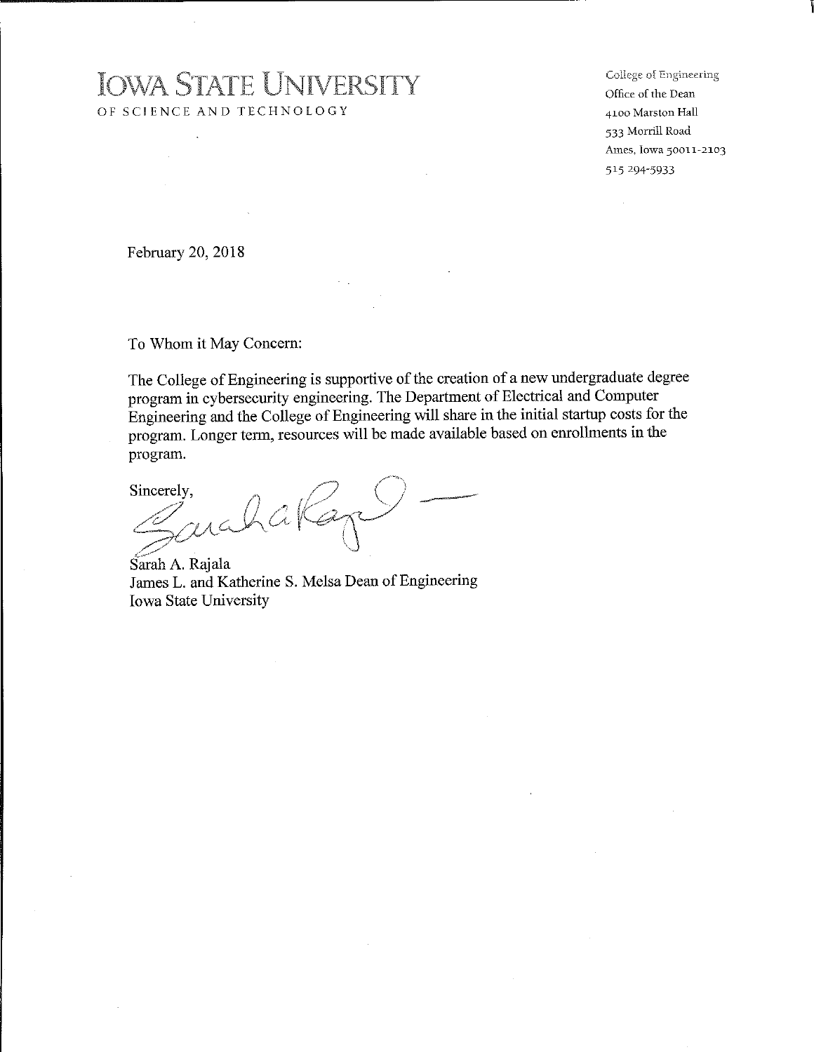# IOWA STATE UNIVERSITY

OF SCIENCE AND TECHNOLOGY

College of Engineering
Office of the Dean
4100 Marston Hall
533 Morrill Road
Ames, Iowa 50011-2103
515 294-5933

February 20, 2018

To Whom it May Concern:

The College of Engineering is supportive of the creation of a new undergraduate degree program in cybersecurity engineering. The Department of Electrical and Computer Engineering and the College of Engineering will share in the initial startup costs for the program. Longer term, resources will be made available based on enrollments in the program.

Sincerely,

Sarah A. Rajala
James L. and Katherine S. Melsa Dean of Engineering
Iowa State University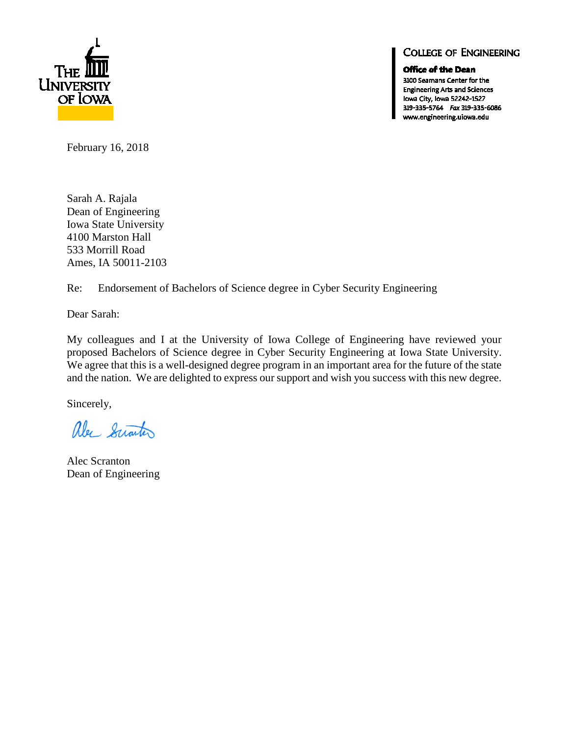THE UNIVERSITY OF IOWA

**COLLEGE OF ENGINEERING**

**Office of the Dean**
3100 Seamans Center for the
Engineering Arts and Sciences
Iowa City, Iowa 52242-1527
319-335-5764 *Fax* 319-335-6086
www.engineering.uiowa.edu

February 16, 2018

Sarah A. Rajala
Dean of Engineering
Iowa State University
4100 Marston Hall
533 Morrill Road
Ames, IA 50011-2103

Re: Endorsement of Bachelors of Science degree in Cyber Security Engineering

Dear Sarah:

My colleagues and I at the University of Iowa College of Engineering have reviewed your proposed Bachelors of Science degree in Cyber Security Engineering at Iowa State University. We agree that this is a well-designed degree program in an important area for the future of the state and the nation. We are delighted to express our support and wish you success with this new degree.

Sincerely,

Alec Scranton
Dean of Engineering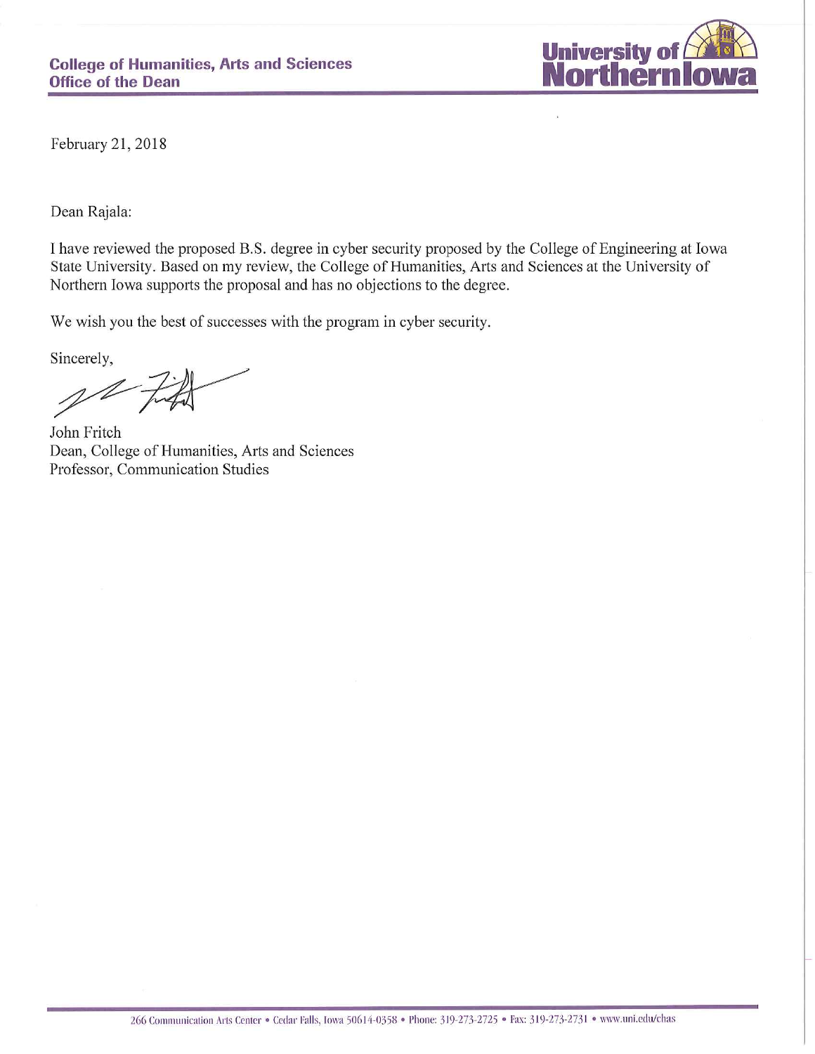**College of Humanities, Arts and Sciences**
**Office of the Dean**

**University of Northern Iowa**

February 21, 2018

Dean Rajala:

I have reviewed the proposed B.S. degree in cyber security proposed by the College of Engineering at Iowa State University. Based on my review, the College of Humanities, Arts and Sciences at the University of Northern Iowa supports the proposal and has no objections to the degree.

We wish you the best of successes with the program in cyber security.

Sincerely,

John Fritch
Dean, College of Humanities, Arts and Sciences
Professor, Communication Studies

266 Communication Arts Center • Cedar Falls, Iowa 50614-0358 • Phone: 319-273-2725 • Fax: 319-273-2731 • www.uni.edu/chas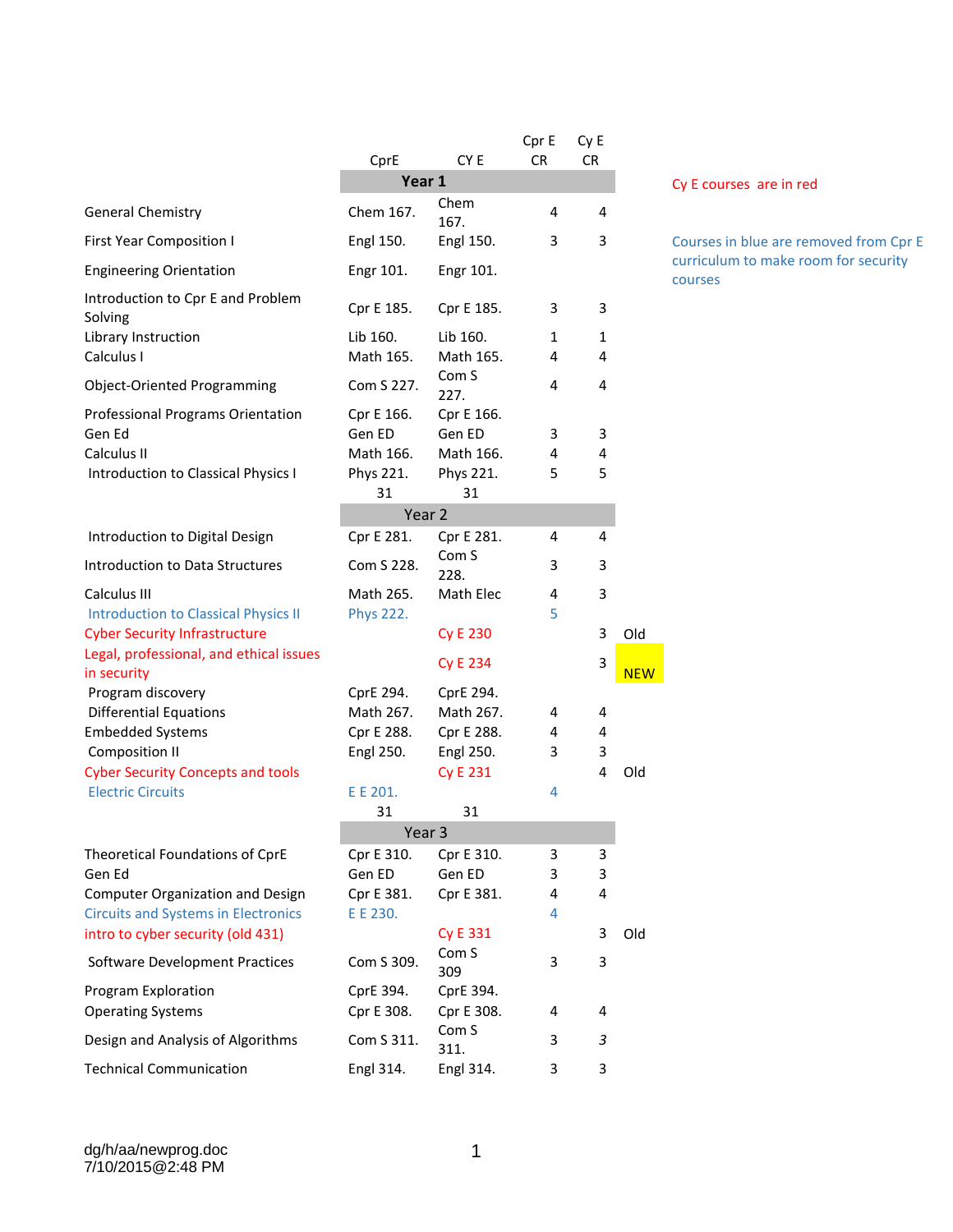| | CprE | CY E | Cpr E CR | Cy E CR | |
|---|---|---|---|---|---|
| | **Year 1** | | | | |
| General Chemistry | Chem 167. | Chem 167. | 4 | 4 | |
| First Year Composition I | Engl 150. | Engl 150. | 3 | 3 | |
| Engineering Orientation | Engr 101. | Engr 101. | | | |
| Introduction to Cpr E and Problem Solving | Cpr E 185. | Cpr E 185. | 3 | 3 | |
| Library Instruction | Lib 160. | Lib 160. | 1 | 1 | |
| Calculus I | Math 165. | Math 165. | 4 | 4 | |
| Object-Oriented Programming | Com S 227. | Com S 227. | 4 | 4 | |
| Professional Programs Orientation | Cpr E 166. | Cpr E 166. | | | |
| Gen Ed | Gen ED | Gen ED | 3 | 3 | |
| Calculus II | Math 166. | Math 166. | 4 | 4 | |
| Introduction to Classical Physics I | Phys 221. | Phys 221. | 5 | 5 | |
| | 31 | 31 | | | |
| | Year 2 | | | | |
| Introduction to Digital Design | Cpr E 281. | Cpr E 281. | 4 | 4 | |
| Introduction to Data Structures | Com S 228. | Com S 228. | 3 | 3 | |
| Calculus III | Math 265. | Math Elec | 4 | 3 | |
| Introduction to Classical Physics II | Phys 222. | | 5 | | |
| Cyber Security Infrastructure | | Cy E 230 | | 3 | Old |
| Legal, professional, and ethical issues in security | | Cy E 234 | | 3 | NEW |
| Program discovery | CprE 294. | CprE 294. | | | |
| Differential Equations | Math 267. | Math 267. | 4 | 4 | |
| Embedded Systems | Cpr E 288. | Cpr E 288. | 4 | 4 | |
| Composition II | Engl 250. | Engl 250. | 3 | 3 | |
| Cyber Security Concepts and tools | | Cy E 231 | | 4 | Old |
| Electric Circuits | E E 201. | | 4 | | |
| | 31 | 31 | | | |
| | Year 3 | | | | |
| Theoretical Foundations of CprE | Cpr E 310. | Cpr E 310. | 3 | 3 | |
| Gen Ed | Gen ED | Gen ED | 3 | 3 | |
| Computer Organization and Design | Cpr E 381. | Cpr E 381. | 4 | 4 | |
| Circuits and Systems in Electronics | E E 230. | | 4 | | |
| intro to cyber security (old 431) | | Cy E 331 | | 3 | Old |
| Software Development Practices | Com S 309. | Com S 309 | 3 | 3 | |
| Program Exploration | CprE 394. | CprE 394. | | | |
| Operating Systems | Cpr E 308. | Cpr E 308. | 4 | 4 | |
| Design and Analysis of Algorithms | Com S 311. | Com S 311. | 3 | *3* | |
| Technical Communication | Engl 314. | Engl 314. | 3 | 3 | |

Cy E courses are in red

Courses in blue are removed from Cpr E curriculum to make room for security courses

dg/h/aa/newprog.doc
7/10/2015@2:48 PM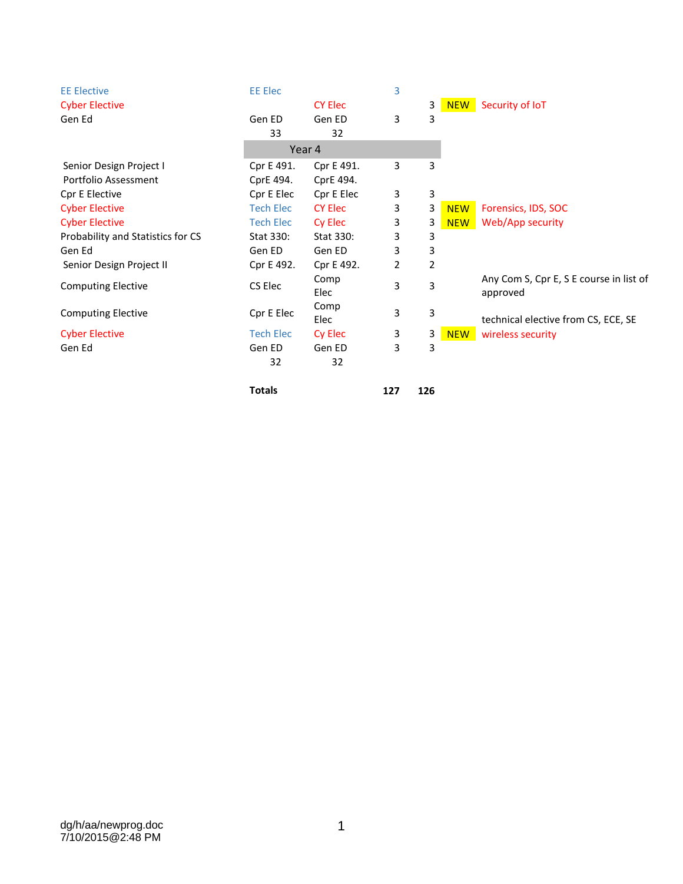| | | | | | | |
|---|---|---|---|---|---|---|
| EE Elective | EE Elec | | 3 | | | |
| Cyber Elective | | CY Elec | | 3 | NEW | Security of IoT |
| Gen Ed | Gen ED | Gen ED | 3 | 3 | | |
| | 33 | 32 | | | | |
| | **Year 4** | | | | | |
| Senior Design Project I | Cpr E 491. | Cpr E 491. | 3 | 3 | | |
| Portfolio Assessment | CprE 494. | CprE 494. | | | | |
| Cpr E Elective | Cpr E Elec | Cpr E Elec | 3 | 3 | | |
| Cyber Elective | Tech Elec | CY Elec | 3 | 3 | NEW | Forensics, IDS, SOC |
| Cyber Elective | Tech Elec | Cy Elec | 3 | 3 | NEW | Web/App security |
| Probability and Statistics for CS | Stat 330: | Stat 330: | 3 | 3 | | |
| Gen Ed | Gen ED | Gen ED | 3 | 3 | | |
| Senior Design Project II | Cpr E 492. | Cpr E 492. | 2 | 2 | | |
| Computing Elective | CS Elec | Comp Elec | 3 | 3 | | Any Com S, Cpr E, S E course in list of approved |
| Computing Elective | Cpr E Elec | Comp Elec | 3 | 3 | | technical elective from CS, ECE, SE |
| Cyber Elective | Tech Elec | Cy Elec | 3 | 3 | NEW | wireless security |
| Gen Ed | Gen ED | Gen ED | 3 | 3 | | |
| | 32 | 32 | | | | |
| | **Totals** | | **127** | **126** | | |

dg/h/aa/newprog.doc
7/10/2015@2:48 PM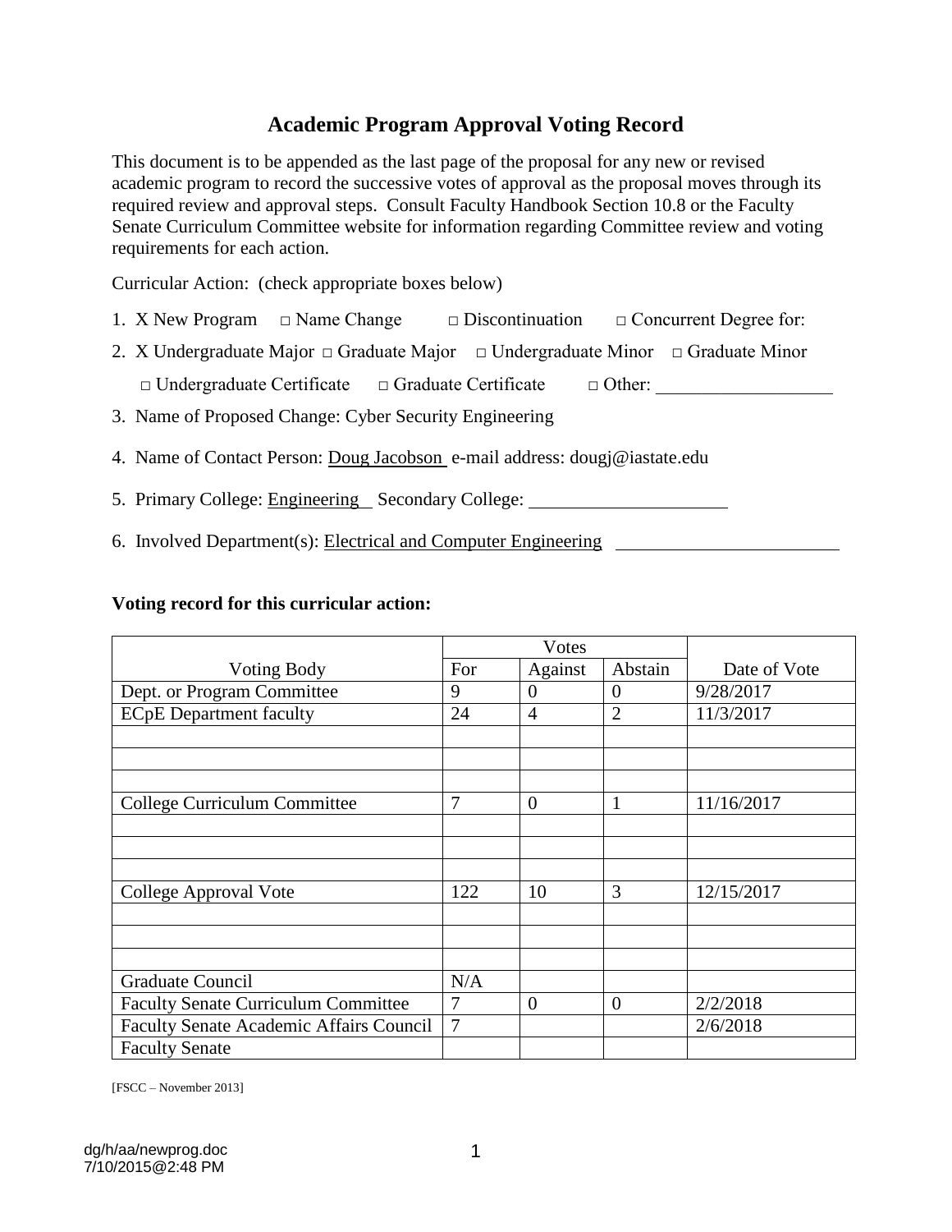# Academic Program Approval Voting Record

This document is to be appended as the last page of the proposal for any new or revised academic program to record the successive votes of approval as the proposal moves through its required review and approval steps. Consult Faculty Handbook Section 10.8 or the Faculty Senate Curriculum Committee website for information regarding Committee review and voting requirements for each action.

Curricular Action: (check appropriate boxes below)

1. X New Program □ Name Change □ Discontinuation □ Concurrent Degree for:
2. X Undergraduate Major □ Graduate Major □ Undergraduate Minor □ Graduate Minor

   □ Undergraduate Certificate □ Graduate Certificate □ Other: ___________________
3. Name of Proposed Change: Cyber Security Engineering
4. Name of Contact Person: Doug Jacobson e-mail address: dougj@iastate.edu
5. Primary College: Engineering Secondary College: ______________________
6. Involved Department(s): Electrical and Computer Engineering ________________________

**Voting record for this curricular action:**

| | Votes | | | |
|---|---|---|---|---|
| Voting Body | For | Against | Abstain | Date of Vote |
| Dept. or Program Committee | 9 | 0 | 0 | 9/28/2017 |
| ECpE Department faculty | 24 | 4 | 2 | 11/3/2017 |
| | | | | |
| | | | | |
| | | | | |
| College Curriculum Committee | 7 | 0 | 1 | 11/16/2017 |
| | | | | |
| | | | | |
| | | | | |
| College Approval Vote | 122 | 10 | 3 | 12/15/2017 |
| | | | | |
| | | | | |
| | | | | |
| Graduate Council | N/A | | | |
| Faculty Senate Curriculum Committee | 7 | 0 | 0 | 2/2/2018 |
| Faculty Senate Academic Affairs Council | 7 | | | 2/6/2018 |
| Faculty Senate | | | | |

[FSCC – November 2013]

dg/h/aa/newprog.doc
7/10/2015@2:48 PM